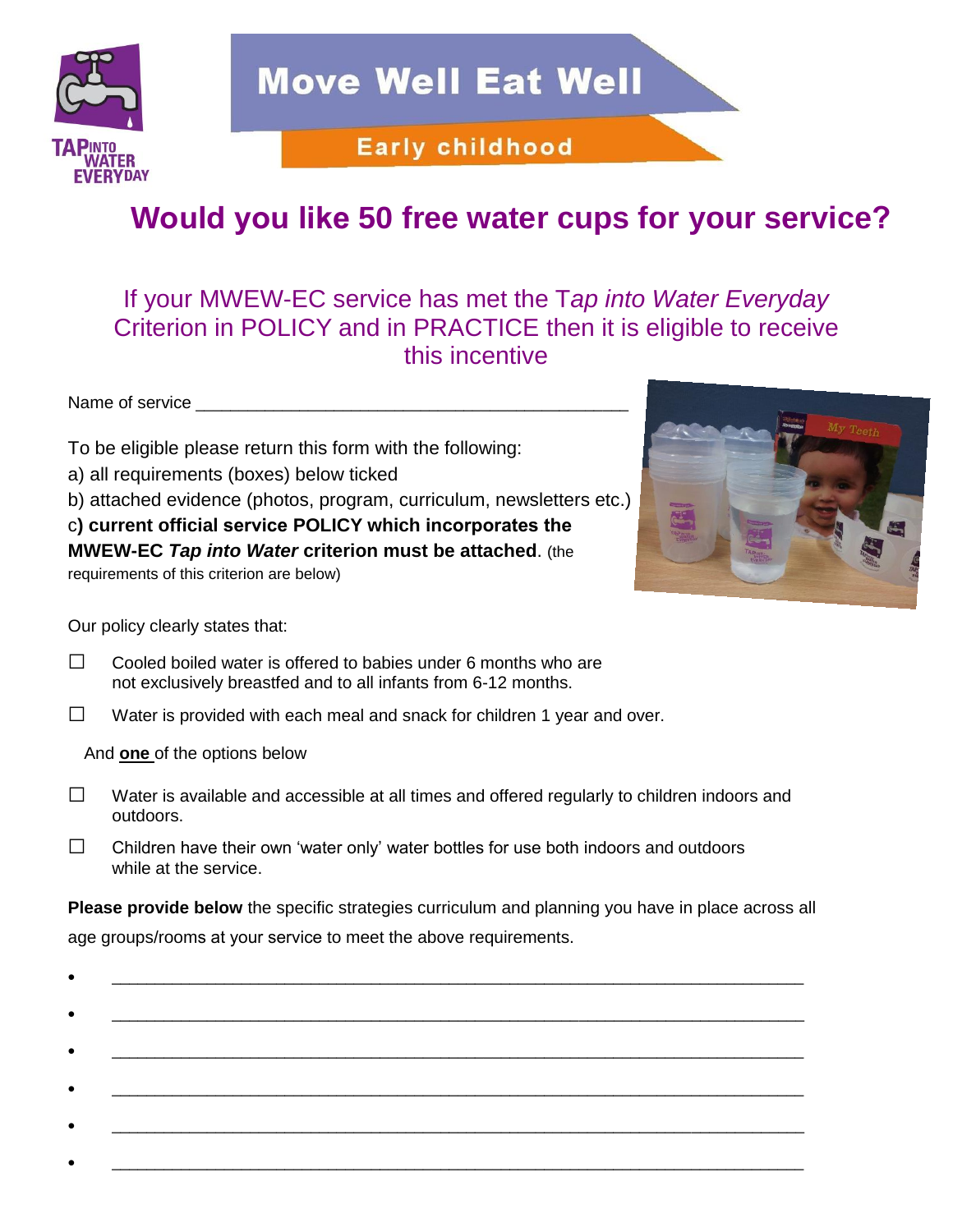TAP INTO WATER EVERYDAY

# Move Well Eat Well

## Early childhood

# Would you like 50 free water cups for your service?

If your MWEW-EC service has met the T*ap into Water Everyday* Criterion in POLICY and in PRACTICE then it is eligible to receive this incentive

Name of service _______________________________________________

To be eligible please return this form with the following:

a) all requirements (boxes) below ticked

b) attached evidence (photos, program, curriculum, newsletters etc.)

c**) current official service POLICY which incorporates the MWEW-EC *Tap into Water* criterion must be attached**. (the requirements of this criterion are below)

Our policy clearly states that:

- ☐ Cooled boiled water is offered to babies under 6 months who are not exclusively breastfed and to all infants from 6-12 months.
- ☐ Water is provided with each meal and snack for children 1 year and over.

And **one** of the options below

- ☐ Water is available and accessible at all times and offered regularly to children indoors and outdoors.
- ☐ Children have their own 'water only' water bottles for use both indoors and outdoors while at the service.

**Please provide below** the specific strategies curriculum and planning you have in place across all age groups/rooms at your service to meet the above requirements.

- _______________________________________________________________________
- _______________________________________________________________________
- _______________________________________________________________________
- _______________________________________________________________________
- _______________________________________________________________________
- _______________________________________________________________________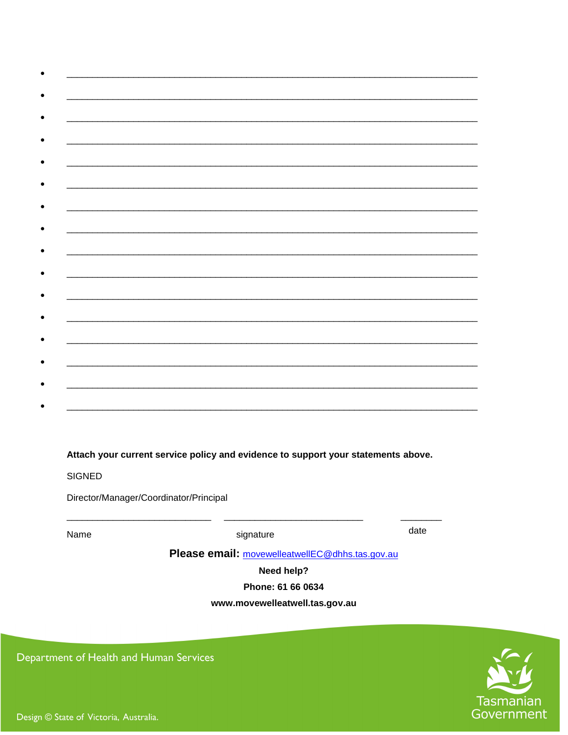- ____________________________________________________________________________
- ____________________________________________________________________________
- ____________________________________________________________________________
- ____________________________________________________________________________
- ____________________________________________________________________________
- ____________________________________________________________________________
- ____________________________________________________________________________
- ____________________________________________________________________________
- ____________________________________________________________________________
- ____________________________________________________________________________
- ____________________________________________________________________________
- ____________________________________________________________________________
- ____________________________________________________________________________
- ____________________________________________________________________________
- ____________________________________________________________________________
- ____________________________________________________________________________

**Attach your current service policy and evidence to support your statements above.**

SIGNED

Director/Manager/Coordinator/Principal

___________________________ ___________________________ ________

Name signature date

**Please email:** movewelleatwellEC@dhhs.tas.gov.au

**Need help?**

**Phone: 61 66 0634**

**www.movewelleatwell.tas.gov.au**

Department of Health and Human Services

Design © State of Victoria, Australia.

Tasmanian Government